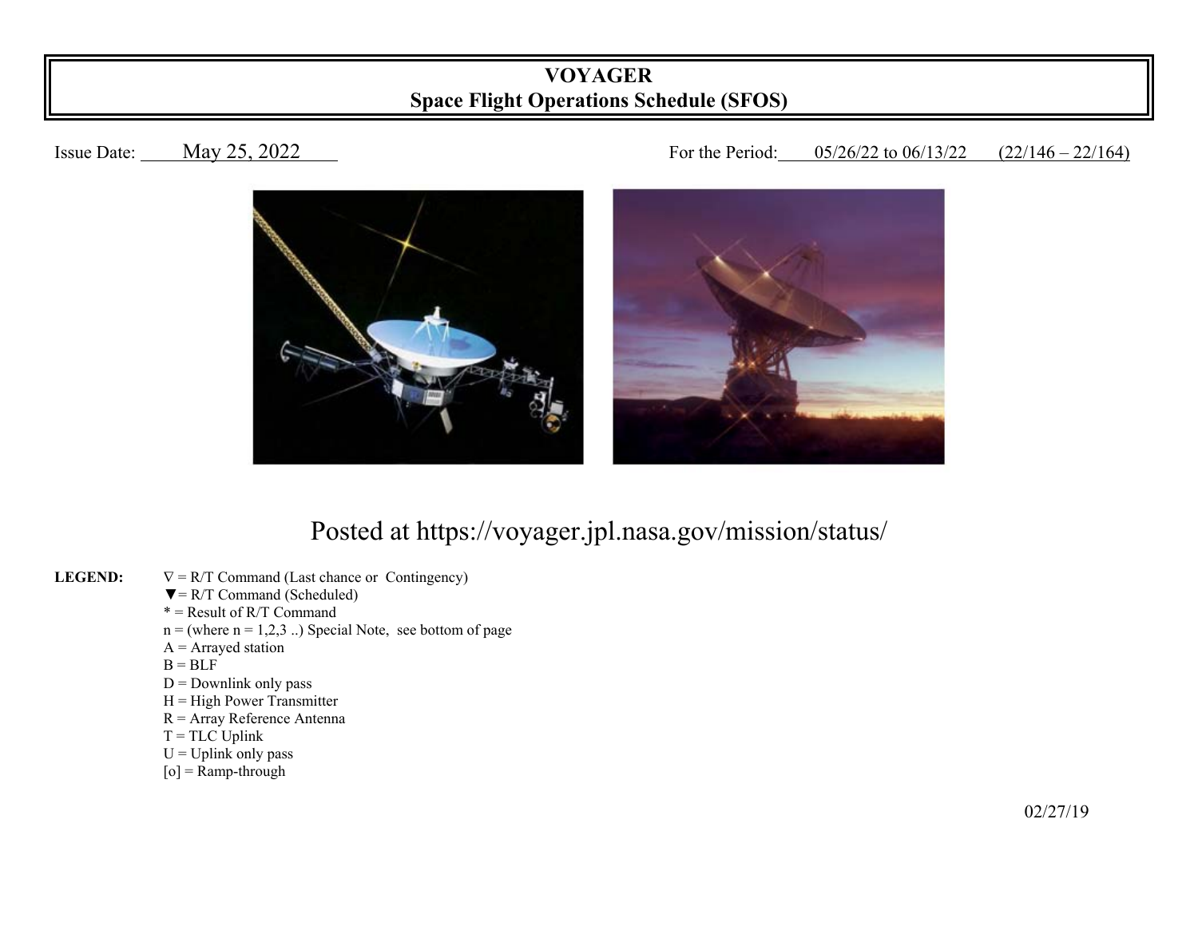# VOYAGER
## Space Flight Operations Schedule (SFOS)

Issue Date: May 25, 2022

For the Period: 05/26/22 to 06/13/22 (22/146 – 22/164)

Posted at https://voyager.jpl.nasa.gov/mission/status/

**LEGEND:**

∇ = R/T Command (Last chance or Contingency)
▼= R/T Command (Scheduled)
* = Result of R/T Command
n = (where n = 1,2,3 ..) Special Note, see bottom of page
A = Arrayed station
B = BLF
D = Downlink only pass
H = High Power Transmitter
R = Array Reference Antenna
T = TLC Uplink
U = Uplink only pass
[o] = Ramp-through

02/27/19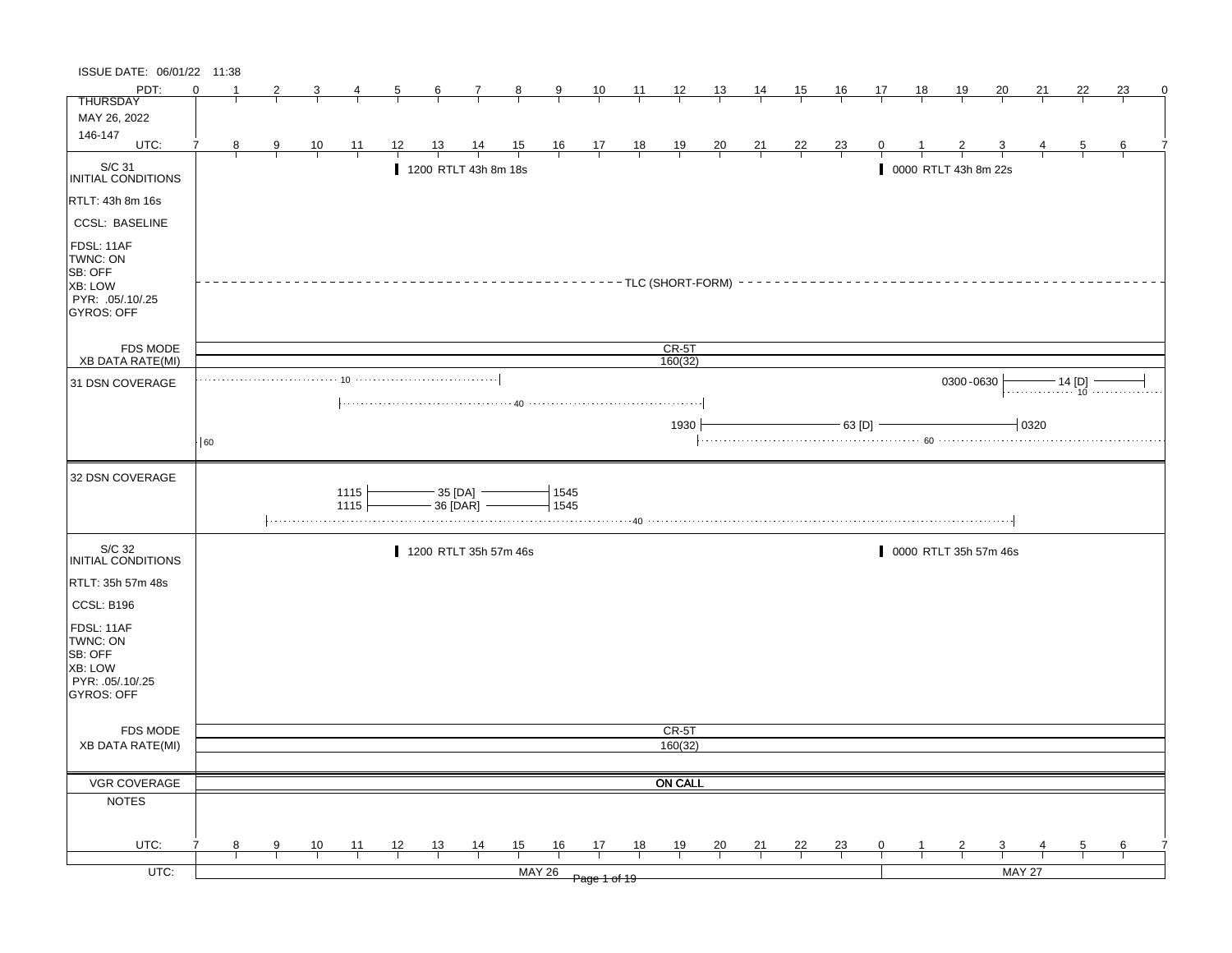ISSUE DATE: 06/01/22 11:38

| PDT: | 0 | 1 | 2 | 3 | 4 | 5 | 6 | 7 | 8 | 9 | 10 | 11 | 12 | 13 | 14 | 15 | 16 | 17 | 18 | 19 | 20 | 21 | 22 | 23 | 0 |
|---|---|---|---|---|---|---|---|---|---|---|---|---|---|---|---|---|---|---|---|---|---|---|---|---|---|
| THURSDAY<br>MAY 26, 2022<br>146-147 | | | | | | | | | | | | | | | | | | | | | | | | | |
| UTC: | 7 | 8 | 9 | 10 | 11 | 12 | 13 | 14 | 15 | 16 | 17 | 18 | 19 | 20 | 21 | 22 | 23 | 0 | 1 | 2 | 3 | 4 | 5 | 6 | 7 |

## S/C 31 INITIAL CONDITIONS

- RTLT: 43h 8m 16s
- CCSL: BASELINE
- FDSL: 11AF
- TWNC: ON
- SB: OFF
- XB: LOW
- PYR: .05/.10/.25
- GYROS: OFF

Events:
- 1200 RTLT 43h 8m 18s
- 0000 RTLT 43h 8m 22s
- TLC (SHORT-FORM) (entire day)

| FDS MODE | CR-5T |
|---|---|
| XB DATA RATE(MI) | 160(32) |

**31 DSN COVERAGE**

- 10 (0700–1400 UTC, dotted)
- 40 (1100–1930 UTC, dotted)
- 60 (ending ~0730 UTC)
- 1930 — 63 [D] — 0320
- 60 (from 1930 UTC, dotted, to end of day)
- 0300-0630 — 14 [D] (with 10, dotted)

**32 DSN COVERAGE**

- 1115 — 35 [DA] — 1545
- 1115 — 36 [DAR] — 1545
- 40 (0900–0300 UTC, dotted)

## S/C 32 INITIAL CONDITIONS

- RTLT: 35h 57m 48s
- CCSL: B196
- FDSL: 11AF
- TWNC: ON
- SB: OFF
- XB: LOW
- PYR: .05/.10/.25
- GYROS: OFF

Events:
- 1200 RTLT 35h 57m 46s
- 0000 RTLT 35h 57m 46s

| FDS MODE | CR-5T |
|---|---|
| XB DATA RATE(MI) | 160(32) |

| VGR COVERAGE | **ON CALL** |
|---|---|
| NOTES | |

| UTC: | MAY 26 | MAY 27 |
|---|---|---|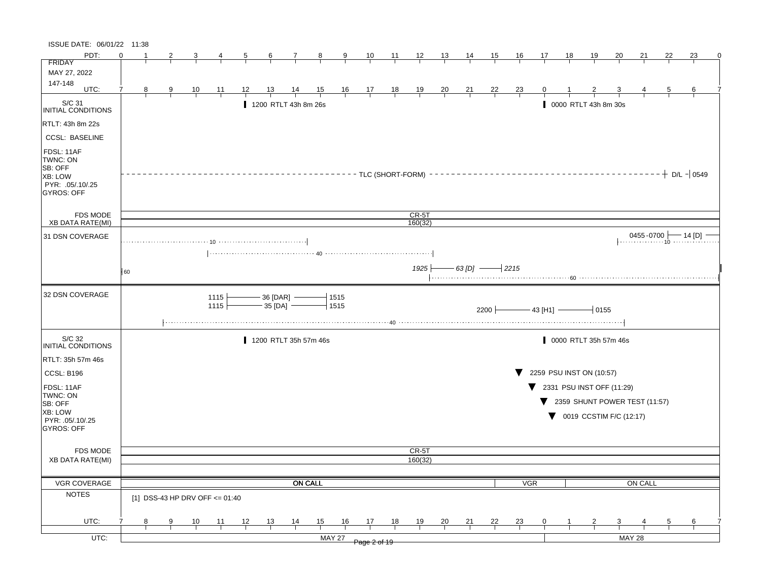ISSUE DATE: 06/01/22 11:38

**FRIDAY**
**MAY 27, 2022**
**147-148**

| PDT: | 0 | 1 | 2 | 3 | 4 | 5 | 6 | 7 | 8 | 9 | 10 | 11 | 12 | 13 | 14 | 15 | 16 | 17 | 18 | 19 | 20 | 21 | 22 | 23 | 0 |
|---|---|---|---|---|---|---|---|---|---|---|---|---|---|---|---|---|---|---|---|---|---|---|---|---|---|
| UTC: | 7 | 8 | 9 | 10 | 11 | 12 | 13 | 14 | 15 | 16 | 17 | 18 | 19 | 20 | 21 | 22 | 23 | 0 | 1 | 2 | 3 | 4 | 5 | 6 | 7 |

## S/C 31 INITIAL CONDITIONS

- RTLT: 43h 8m 22s
- CCSL: BASELINE
- FDSL: 11AF
- TWNC: ON
- SB: OFF
- XB: LOW
- PYR: .05/.10/.25
- GYROS: OFF

Events:
- 1200 RTLT 43h 8m 26s
- 0000 RTLT 43h 8m 30s
- TLC (SHORT-FORM) — D/L 0549

FDS MODE: CR-5T
XB DATA RATE(MI): 160(32)

### 31 DSN COVERAGE

- 10 (until ~14 UTC)
- 40 (~11 UTC to ~19 UTC)
- 60 (start)
- *1925 — 63 [D] — 2215*
- 60 (~19 UTC onward)
- 0455-0700 — 10
- 14 [D] (~05 UTC onward)

### 32 DSN COVERAGE

- 1115 — 36 [DAR] — 1515
- 1115 — 35 [DA] — 1515
- 2200 — 43 [H1] — 0155
- 40 (~09 UTC to ~03 UTC)

## S/C 32 INITIAL CONDITIONS

- RTLT: 35h 57m 46s
- CCSL: B196
- FDSL: 11AF
- TWNC: ON
- SB: OFF
- XB: LOW
- PYR: .05/.10/.25
- GYROS: OFF

Events:
- 1200 RTLT 35h 57m 46s
- 0000 RTLT 35h 57m 46s
- ▼ 2259 PSU INST ON (10:57)
- ▼ 2331 PSU INST OFF (11:29)
- ▼ 2359 SHUNT POWER TEST (11:57)
- ▼ 0019 CCSTIM F/C (12:17)

FDS MODE: CR-5T
XB DATA RATE(MI): 160(32)

## VGR COVERAGE

ON CALL | VGR | ON CALL

## NOTES

[1] DSS-43 HP DRV OFF <= 01:40

UTC: MAY 27 | MAY 28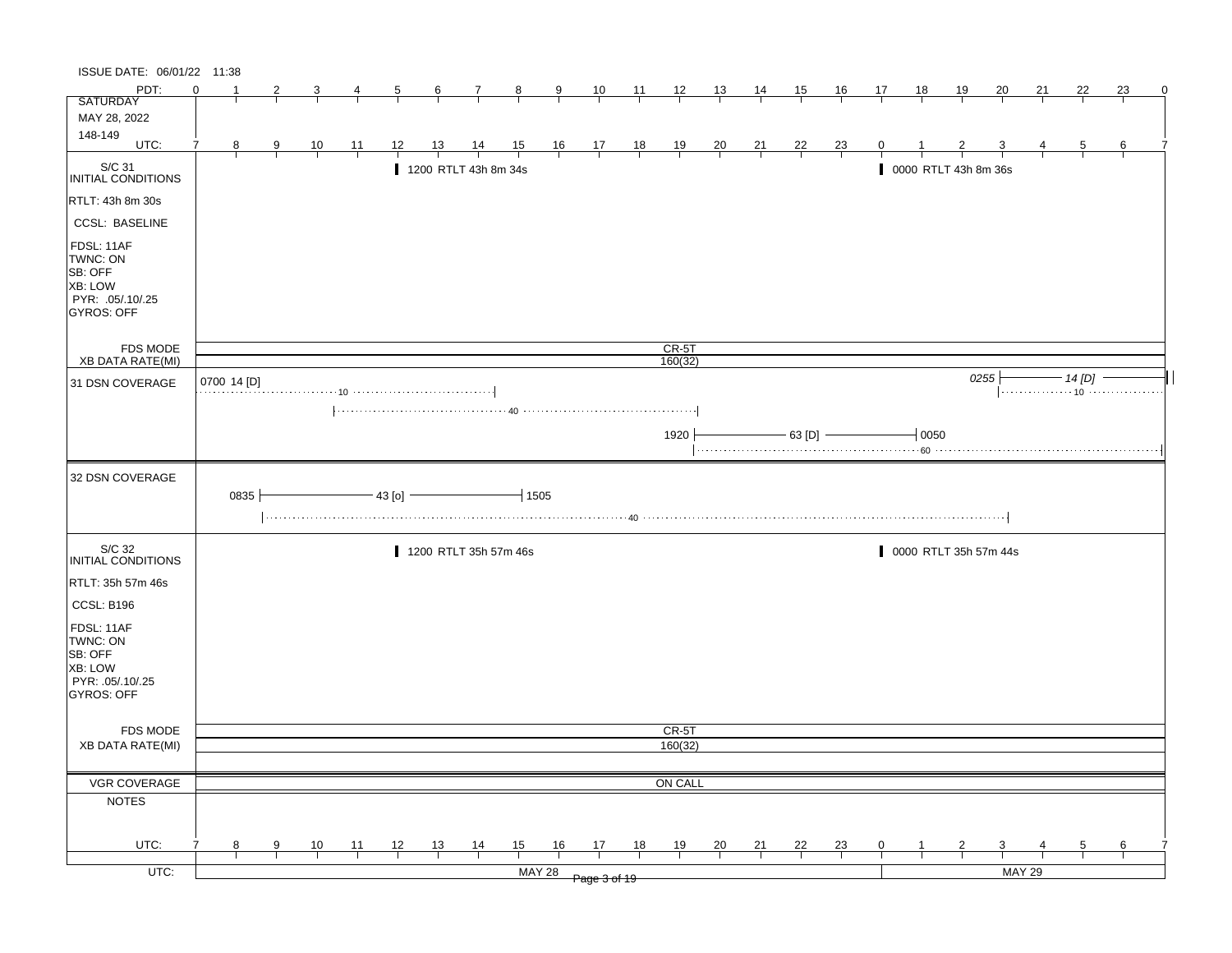ISSUE DATE: 06/01/22 11:38

| PDT: | 0 | 1 | 2 | 3 | 4 | 5 | 6 | 7 | 8 | 9 | 10 | 11 | 12 | 13 | 14 | 15 | 16 | 17 | 18 | 19 | 20 | 21 | 22 | 23 | 0 |
|---|---|---|---|---|---|---|---|---|---|---|---|---|---|---|---|---|---|---|---|---|---|---|---|---|---|
| SATURDAY MAY 28, 2022 148-149 | | | | | | | | | | | | | | | | | | | | | | | | | |
| UTC: | 7 | 8 | 9 | 10 | 11 | 12 | 13 | 14 | 15 | 16 | 17 | 18 | 19 | 20 | 21 | 22 | 23 | 0 | 1 | 2 | 3 | 4 | 5 | 6 | 7 |

## S/C 31 INITIAL CONDITIONS

- RTLT: 43h 8m 30s
- CCSL: BASELINE
- FDSL: 11AF
- TWNC: ON
- SB: OFF
- XB: LOW
- PYR: .05/.10/.25
- GYROS: OFF

Events:
- 1200 RTLT 43h 8m 34s
- 0000 RTLT 43h 8m 36s

| FDS MODE | CR-5T |
|---|---|
| XB DATA RATE(MI) | 160(32) |

**31 DSN COVERAGE**

- 0700 14 [D] (10)
- (40)
- 1920 — 63 [D] — 0050 (60)
- *0255 — 14 [D]* (10)

**32 DSN COVERAGE**

- 0835 — 43 [o] — 1505 (40)

## S/C 32 INITIAL CONDITIONS

- RTLT: 35h 57m 46s
- CCSL: B196
- FDSL: 11AF
- TWNC: ON
- SB: OFF
- XB: LOW
- PYR: .05/.10/.25
- GYROS: OFF

Events:
- 1200 RTLT 35h 57m 46s
- 0000 RTLT 35h 57m 44s

| FDS MODE | CR-5T |
|---|---|
| XB DATA RATE(MI) | 160(32) |

| VGR COVERAGE | ON CALL |
|---|---|
| NOTES | |

| UTC: | MAY 28 | MAY 29 |
|---|---|---|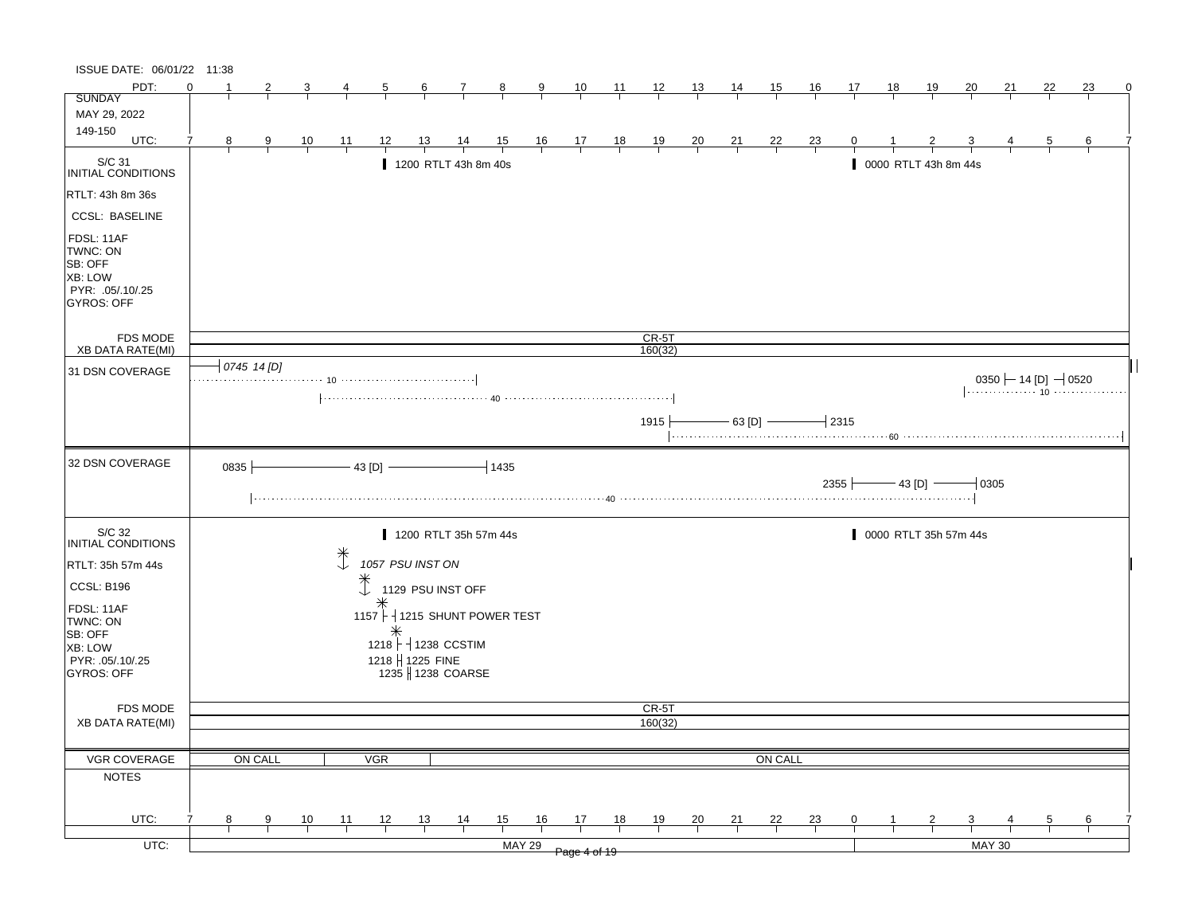ISSUE DATE: 06/01/22 11:38

**SUNDAY**
**MAY 29, 2022**
**149-150**

| PDT: | 0 | 1 | 2 | 3 | 4 | 5 | 6 | 7 | 8 | 9 | 10 | 11 | 12 | 13 | 14 | 15 | 16 | 17 | 18 | 19 | 20 | 21 | 22 | 23 | 0 |
|---|---|---|---|---|---|---|---|---|---|---|---|---|---|---|---|---|---|---|---|---|---|---|---|---|---|
| UTC: | 7 | 8 | 9 | 10 | 11 | 12 | 13 | 14 | 15 | 16 | 17 | 18 | 19 | 20 | 21 | 22 | 23 | 0 | 1 | 2 | 3 | 4 | 5 | 6 | 7 |

## S/C 31 INITIAL CONDITIONS

- RTLT: 43h 8m 36s
- CCSL: BASELINE
- FDSL: 11AF
- TWNC: ON
- SB: OFF
- XB: LOW
- PYR: .05/.10/.25
- GYROS: OFF

Events:
- 1200 RTLT 43h 8m 40s
- 0000 RTLT 43h 8m 44s

FDS MODE: CR-5T
XB DATA RATE(MI): 160(32)

## 31 DSN COVERAGE

- 0745 14 [D] (10)
- (40)
- 1915 — 63 [D] — 2315 (60)
- 0350 — 14 [D] — 0520 (10)

## 32 DSN COVERAGE

- 0835 — 43 [D] — 1435 (40)
- 2355 — 43 [D] — 0305

## S/C 32 INITIAL CONDITIONS

- RTLT: 35h 57m 44s
- CCSL: B196
- FDSL: 11AF
- TWNC: ON
- SB: OFF
- XB: LOW
- PYR: .05/.10/.25
- GYROS: OFF

Events:
- 1200 RTLT 35h 57m 44s
- 0000 RTLT 35h 57m 44s
- *1057 PSU INST ON*
- 1129 PSU INST OFF
- 1157 — 1215 SHUNT POWER TEST
- 1218 — 1238 CCSTIM
- 1218 — 1225 FINE
- 1235 — 1238 COARSE

FDS MODE: CR-5T
XB DATA RATE(MI): 160(32)

## VGR COVERAGE

ON CALL | VGR | ON CALL

## NOTES

UTC: MAY 29 | MAY 30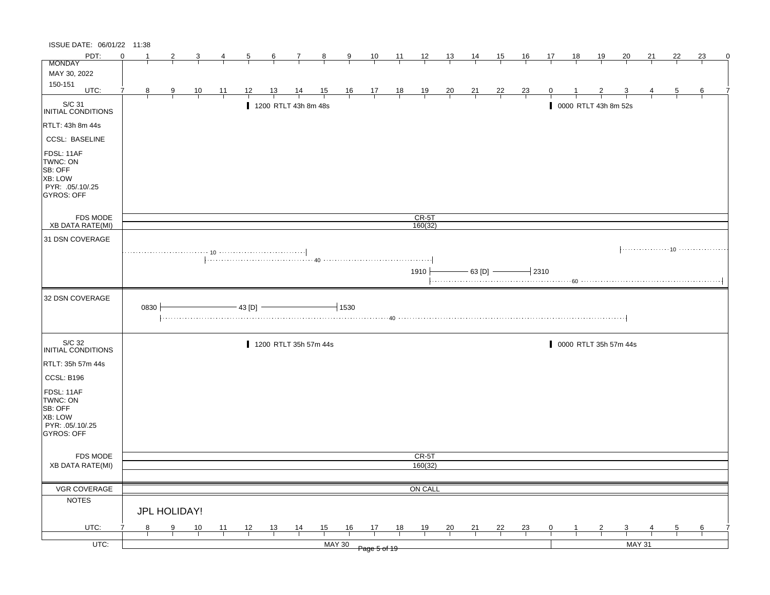ISSUE DATE: 06/01/22 11:38

**MONDAY**
MAY 30, 2022
150-151

| PDT: | 0 | 1 | 2 | 3 | 4 | 5 | 6 | 7 | 8 | 9 | 10 | 11 | 12 | 13 | 14 | 15 | 16 | 17 | 18 | 19 | 20 | 21 | 22 | 23 | 0 |
|---|---|---|---|---|---|---|---|---|---|---|---|---|---|---|---|---|---|---|---|---|---|---|---|---|---|
| UTC: | 7 | 8 | 9 | 10 | 11 | 12 | 13 | 14 | 15 | 16 | 17 | 18 | 19 | 20 | 21 | 22 | 23 | 0 | 1 | 2 | 3 | 4 | 5 | 6 | 7 |

## S/C 31 INITIAL CONDITIONS

RTLT: 43h 8m 44s
CCSL: BASELINE
FDSL: 11AF
TWNC: ON
SB: OFF
XB: LOW
PYR: .05/.10/.25
GYROS: OFF

- 1200 RTLT 43h 8m 48s
- 0000 RTLT 43h 8m 52s

FDS MODE: CR-5T
XB DATA RATE(MI): 160(32)

## 31 DSN COVERAGE

- 10 (until ~14 UTC)
- 40 (~11 UTC – ~19 UTC)
- 1910 — 63 [D] — 2310
- 60 (~19 UTC – ~6 UTC)
- 10 (~3 UTC – end)

## 32 DSN COVERAGE

- 0830 — 43 [D] — 1530
- 40 (~8 UTC – ~3 UTC)

## S/C 32 INITIAL CONDITIONS

RTLT: 35h 57m 44s
CCSL: B196
FDSL: 11AF
TWNC: ON
SB: OFF
XB: LOW
PYR: .05/.10/.25
GYROS: OFF

- 1200 RTLT 35h 57m 44s
- 0000 RTLT 35h 57m 44s

FDS MODE: CR-5T
XB DATA RATE(MI): 160(32)

VGR COVERAGE: ON CALL

NOTES

JPL HOLIDAY!

UTC: MAY 30 | MAY 31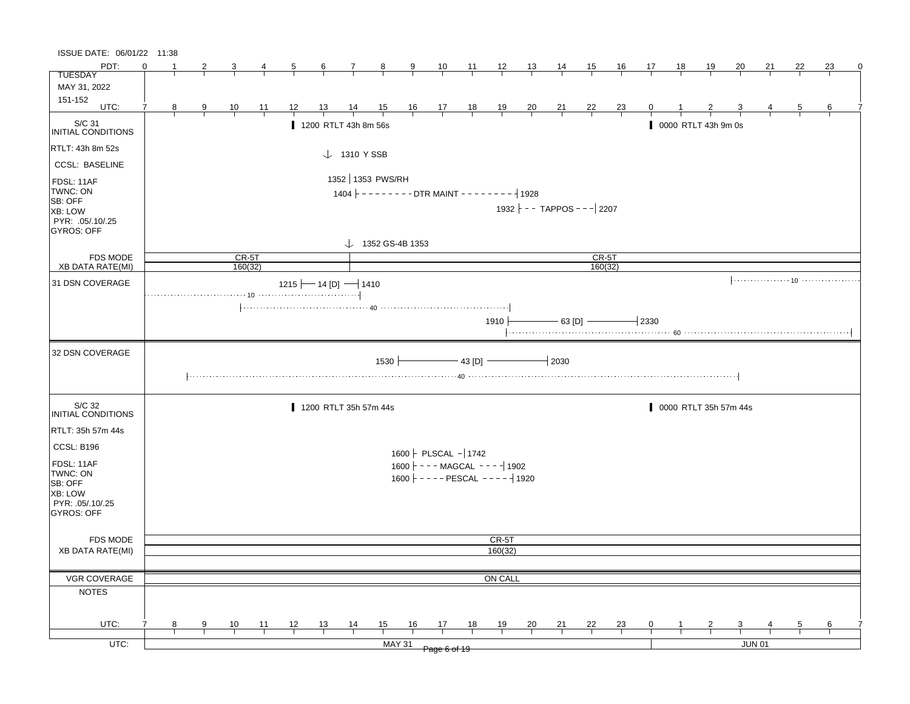ISSUE DATE: 06/01/22 11:38

| PDT: | 0 | 1 | 2 | 3 | 4 | 5 | 6 | 7 | 8 | 9 | 10 | 11 | 12 | 13 | 14 | 15 | 16 | 17 | 18 | 19 | 20 | 21 | 22 | 23 | 0 |
|---|---|---|---|---|---|---|---|---|---|---|---|---|---|---|---|---|---|---|---|---|---|---|---|---|---|
| TUESDAY MAY 31, 2022 151-152 | | | | | | | | | | | | | | | | | | | | | | | | | |
| UTC: | 7 | 8 | 9 | 10 | 11 | 12 | 13 | 14 | 15 | 16 | 17 | 18 | 19 | 20 | 21 | 22 | 23 | 0 | 1 | 2 | 3 | 4 | 5 | 6 | 7 |

## S/C 31 INITIAL CONDITIONS

- RTLT: 43h 8m 52s
- CCSL: BASELINE
- FDSL: 11AF
- TWNC: ON
- SB: OFF
- XB: LOW
- PYR: .05/.10/.25
- GYROS: OFF

Events:
- 1200 RTLT 43h 8m 56s
- 0000 RTLT 43h 9m 0s
- 1310 Y SSB
- 1352 | 1353 PWS/RH
- 1404 - - - DTR MAINT - - - 1928
- 1932 - - - TAPPOS - - - 2207
- 1352 GS-4B 1353

| FDS MODE | CR-5T | CR-5T |
|---|---|---|
| XB DATA RATE(MI) | 160(32) | 160(32) |

## 31 DSN COVERAGE

- 1215 — 14 [D] — 1410
- ···· 10 ···· (to 1410)
- ···· 40 ···· (from 1000 to 1900)
- 1910 — 63 [D] — 2330
- ···· 60 ···· (from 1900 to 0640)
- ···· 10 ···· (from 0300)

## 32 DSN COVERAGE

- 1530 — 43 [D] — 2030
- ···· 40 ···· (from 0840 to 0300)

## S/C 32 INITIAL CONDITIONS

- RTLT: 35h 57m 44s
- CCSL: B196
- FDSL: 11AF
- TWNC: ON
- SB: OFF
- XB: LOW
- PYR: .05/.10/.25
- GYROS: OFF

Events:
- 1200 RTLT 35h 57m 44s
- 0000 RTLT 35h 57m 44s
- 1600 - PLSCAL - 1742
- 1600 - - - MAGCAL - - - 1902
- 1600 - - - PESCAL - - - 1920

| FDS MODE | CR-5T |
|---|---|
| XB DATA RATE(MI) | 160(32) |

| VGR COVERAGE | ON CALL |
|---|---|
| NOTES | |

| UTC: | 7 | 8 | 9 | 10 | 11 | 12 | 13 | 14 | 15 | 16 | 17 | 18 | 19 | 20 | 21 | 22 | 23 | 0 | 1 | 2 | 3 | 4 | 5 | 6 | 7 |
|---|---|---|---|---|---|---|---|---|---|---|---|---|---|---|---|---|---|---|---|---|---|---|---|---|---|
| UTC: | MAY 31 | | | | | | | | | | | | | | | | | JUN 01 | | | | | | | |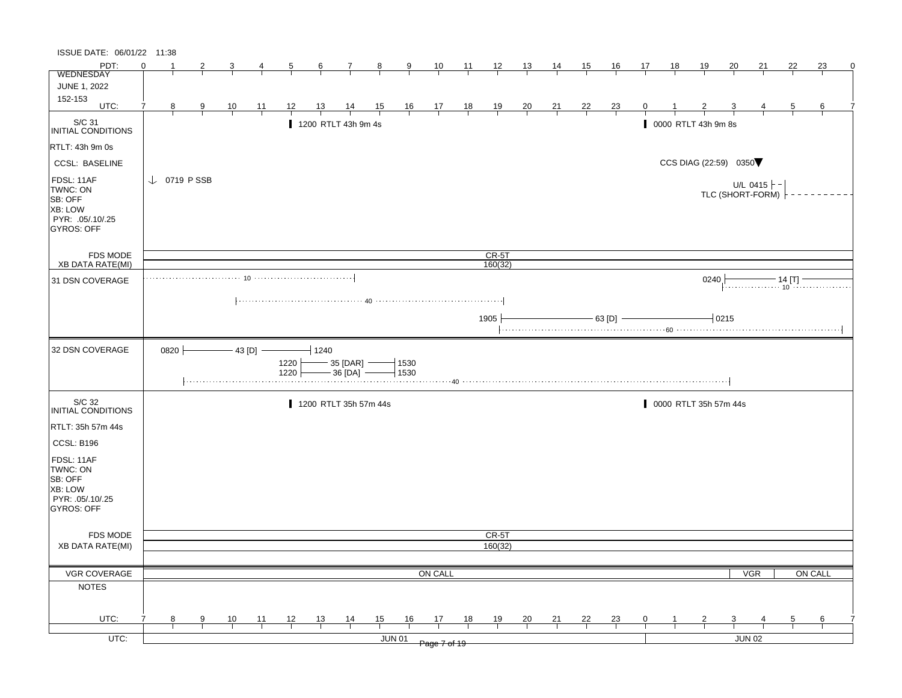ISSUE DATE: 06/01/22 11:38

| PDT: | 0 | 1 | 2 | 3 | 4 | 5 | 6 | 7 | 8 | 9 | 10 | 11 | 12 | 13 | 14 | 15 | 16 | 17 | 18 | 19 | 20 | 21 | 22 | 23 | 0 |
|---|---|---|---|---|---|---|---|---|---|---|---|---|---|---|---|---|---|---|---|---|---|---|---|---|---|
| UTC: | 7 | 8 | 9 | 10 | 11 | 12 | 13 | 14 | 15 | 16 | 17 | 18 | 19 | 20 | 21 | 22 | 23 | 0 | 1 | 2 | 3 | 4 | 5 | 6 | 7 |

WEDNESDAY
JUNE 1, 2022
152-153

## S/C 31 INITIAL CONDITIONS

- RTLT: 43h 9m 0s
- CCSL: BASELINE
- FDSL: 11AF
- TWNC: ON
- SB: OFF
- XB: LOW
- PYR: .05/.10/.25
- GYROS: OFF

Events:
- 1200 RTLT 43h 9m 4s
- 0000 RTLT 43h 9m 8s
- CCS DIAG (22:59) 0350
- 0719 P SSB
- U/L 0415
- TLC (SHORT-FORM)

| FDS MODE | CR-5T |
|---|---|
| XB DATA RATE(MI) | 160(32) |

## 31 DSN COVERAGE

- 10 (until 1500)
- 0240 – 14 [T] / 10
- 40 (1000 – 1900)
- 1905 – 63 [D] – 0215
- 60 (1900 onward)

## 32 DSN COVERAGE

- 0820 – 43 [D] – 1240
- 1220 – 35 [DAR] – 1530
- 1220 – 36 [DA] – 1530
- 40 (0830 – 0300)

## S/C 32 INITIAL CONDITIONS

- RTLT: 35h 57m 44s
- CCSL: B196
- FDSL: 11AF
- TWNC: ON
- SB: OFF
- XB: LOW
- PYR: .05/.10/.25
- GYROS: OFF

Events:
- 1200 RTLT 35h 57m 44s
- 0000 RTLT 35h 57m 44s

| FDS MODE | CR-5T |
|---|---|
| XB DATA RATE(MI) | 160(32) |

| VGR COVERAGE | ON CALL | VGR | ON CALL |
|---|---|---|---|

NOTES

UTC: JUN 01 | JUN 02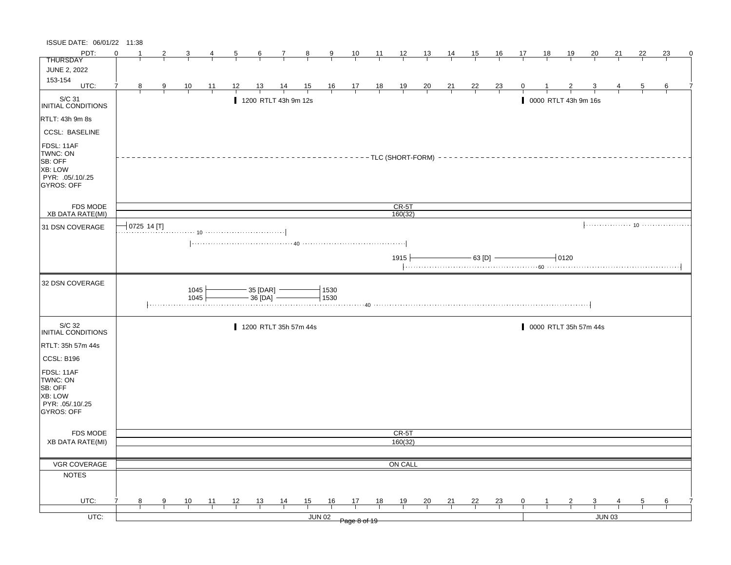ISSUE DATE: 06/01/22 11:38

| PDT: | 0 | 1 | 2 | 3 | 4 | 5 | 6 | 7 | 8 | 9 | 10 | 11 | 12 | 13 | 14 | 15 | 16 | 17 | 18 | 19 | 20 | 21 | 22 | 23 | 0 |
|---|---|---|---|---|---|---|---|---|---|---|---|---|---|---|---|---|---|---|---|---|---|---|---|---|---|
| THURSDAY JUNE 2, 2022 153-154 | | | | | | | | | | | | | | | | | | | | | | | | | |
| UTC: | 7 | 8 | 9 | 10 | 11 | 12 | 13 | 14 | 15 | 16 | 17 | 18 | 19 | 20 | 21 | 22 | 23 | 0 | 1 | 2 | 3 | 4 | 5 | 6 | 7 |

**S/C 31 INITIAL CONDITIONS**

RTLT: 43h 9m 8s
CCSL: BASELINE
FDSL: 11AF
TWNC: ON
SB: OFF
XB: LOW
PYR: .05/.10/.25
GYROS: OFF

- 1200 RTLT 43h 9m 12s
- 0000 RTLT 43h 9m 16s
- TLC (SHORT-FORM)

FDS MODE: CR-5T
XB DATA RATE(MI): 160(32)

**31 DSN COVERAGE**

- 0725 14 [T]
- 10 (until ~1400)
- 40 (~1030 – ~1900)
- 1915 — 63 [D] — 0120
- 60 (~1900 – ~0630)
- 10 (~0320 – end)

**32 DSN COVERAGE**

- 1045 — 35 [DAR] — 1530
- 1045 — 36 [DA] — 1530
- 40 (~0900 – ~0320)

**S/C 32 INITIAL CONDITIONS**

RTLT: 35h 57m 44s
CCSL: B196
FDSL: 11AF
TWNC: ON
SB: OFF
XB: LOW
PYR: .05/.10/.25
GYROS: OFF

- 1200 RTLT 35h 57m 44s
- 0000 RTLT 35h 57m 44s

FDS MODE: CR-5T
XB DATA RATE(MI): 160(32)

VGR COVERAGE: ON CALL

NOTES

| UTC: | 7 | 8 | 9 | 10 | 11 | 12 | 13 | 14 | 15 | 16 | 17 | 18 | 19 | 20 | 21 | 22 | 23 | 0 | 1 | 2 | 3 | 4 | 5 | 6 | 7 |
|---|---|---|---|---|---|---|---|---|---|---|---|---|---|---|---|---|---|---|---|---|---|---|---|---|---|

UTC: JUN 02 | JUN 03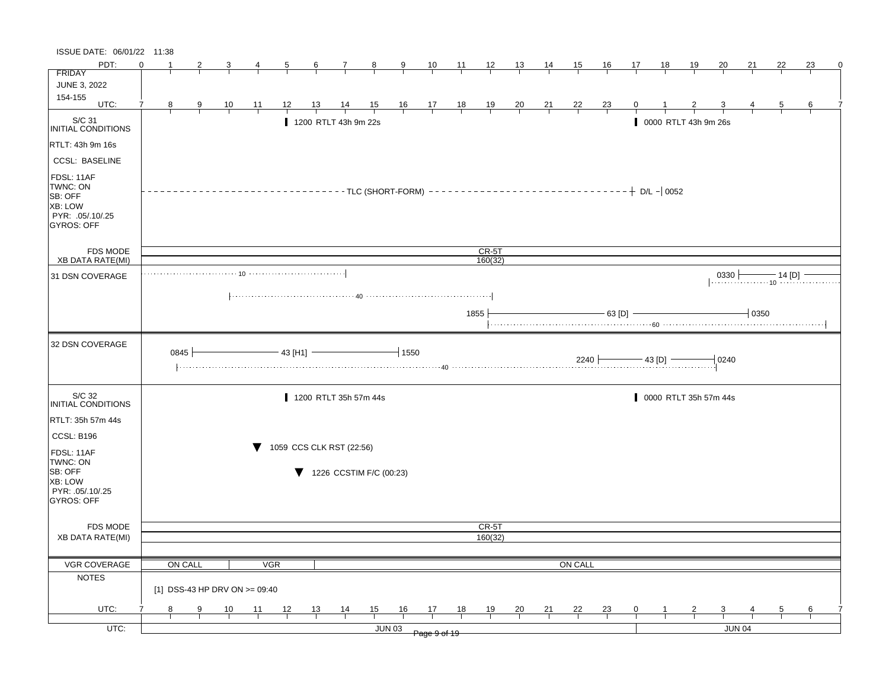ISSUE DATE: 06/01/22 11:38

| PDT: | 0 | 1 | 2 | 3 | 4 | 5 | 6 | 7 | 8 | 9 | 10 | 11 | 12 | 13 | 14 | 15 | 16 | 17 | 18 | 19 | 20 | 21 | 22 | 23 | 0 |
|---|---|---|---|---|---|---|---|---|---|---|---|---|---|---|---|---|---|---|---|---|---|---|---|---|---|
| FRIDAY JUNE 3, 2022 154-155 | | | | | | | | | | | | | | | | | | | | | | | | | |
| UTC: | 7 | 8 | 9 | 10 | 11 | 12 | 13 | 14 | 15 | 16 | 17 | 18 | 19 | 20 | 21 | 22 | 23 | 0 | 1 | 2 | 3 | 4 | 5 | 6 | 7 |

**S/C 31 INITIAL CONDITIONS**

- RTLT: 43h 9m 16s
- CCSL: BASELINE
- FDSL: 11AF
- TWNC: ON
- SB: OFF
- XB: LOW
- PYR: .05/.10/.25
- GYROS: OFF

Events:
- 1200 RTLT 43h 9m 22s
- 0000 RTLT 43h 9m 26s
- TLC (SHORT-FORM) until D/L 0052

FDS MODE: CR-5T
XB DATA RATE(MI): 160(32)

**31 DSN COVERAGE**

- 10 (to ~1400)
- 40 (~1000 to ~1900)
- 1855 — 63 [D] — 0350
- 60 (~1900 to ~0610)
- 0330 — 14 [D] —
- 10 (~0300 onward)

**32 DSN COVERAGE**

- 0845 — 43 [H1] — 1550
- 2240 — 43 [D] — 0240
- 40 (~0845 to ~0240)

**S/C 32 INITIAL CONDITIONS**

- RTLT: 35h 57m 44s
- CCSL: B196
- FDSL: 11AF
- TWNC: ON
- SB: OFF
- XB: LOW
- PYR: .05/.10/.25
- GYROS: OFF

Events:
- 1200 RTLT 35h 57m 44s
- 0000 RTLT 35h 57m 44s
- ▼ 1059 CCS CLK RST (22:56)
- ▼ 1226 CCSTIM F/C (00:23)

FDS MODE: CR-5T
XB DATA RATE(MI): 160(32)

**VGR COVERAGE**: ON CALL | VGR | ON CALL

**NOTES**

[1] DSS-43 HP DRV ON >= 09:40

UTC: JUN 03 | JUN 04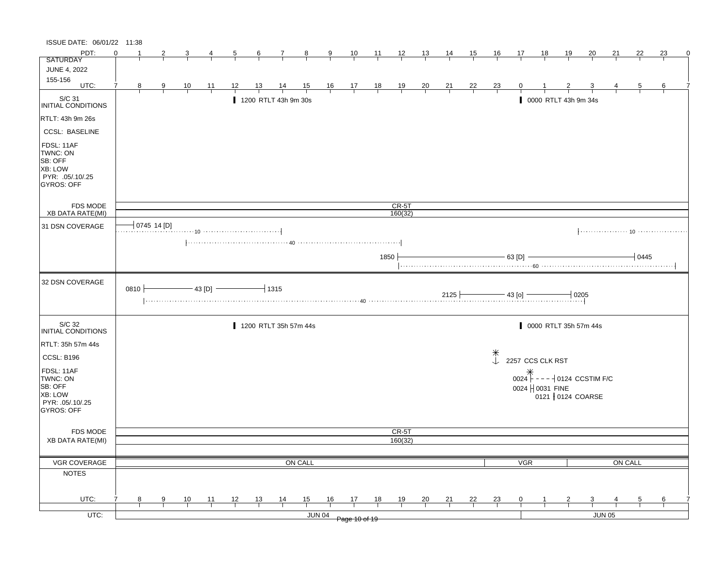ISSUE DATE: 06/01/22 11:38

| PDT: | 0 | 1 | 2 | 3 | 4 | 5 | 6 | 7 | 8 | 9 | 10 | 11 | 12 | 13 | 14 | 15 | 16 | 17 | 18 | 19 | 20 | 21 | 22 | 23 | 0 |
|---|---|---|---|---|---|---|---|---|---|---|---|---|---|---|---|---|---|---|---|---|---|---|---|---|---|
| UTC: | 7 | 8 | 9 | 10 | 11 | 12 | 13 | 14 | 15 | 16 | 17 | 18 | 19 | 20 | 21 | 22 | 23 | 0 | 1 | 2 | 3 | 4 | 5 | 6 | 7 |

SATURDAY
JUNE 4, 2022
155-156

**S/C 31 INITIAL CONDITIONS**

RTLT: 43h 9m 26s
CCSL: BASELINE
FDSL: 11AF
TWNC: ON
SB: OFF
XB: LOW
PYR: .05/.10/.25
GYROS: OFF

- 1200 RTLT 43h 9m 30s
- 0000 RTLT 43h 9m 34s

FDS MODE: CR-5T
XB DATA RATE(MI): 160(32)

**31 DSN COVERAGE**

- 0745 14 [D]
- 10 (to 1400); 10 (from 0215)
- 40 (1000–1900)
- 1850 — 63 [D] — 0445
- 60

**32 DSN COVERAGE**

- 0810 — 43 [D] — 1315
- 2125 — 43 [o] — 0205
- 40

**S/C 32 INITIAL CONDITIONS**

RTLT: 35h 57m 44s
CCSL: B196
FDSL: 11AF
TWNC: ON
SB: OFF
XB: LOW
PYR: .05/.10/.25
GYROS: OFF

- 1200 RTLT 35h 57m 44s
- 0000 RTLT 35h 57m 44s
- 2257 CCS CLK RST
- 0024 - - - - 0124 CCSTIM F/C
- 0024 0031 FINE
- 0121 0124 COARSE

FDS MODE: CR-5T
XB DATA RATE(MI): 160(32)

VGR COVERAGE: ON CALL | VGR | ON CALL

NOTES

UTC: JUN 04 | JUN 05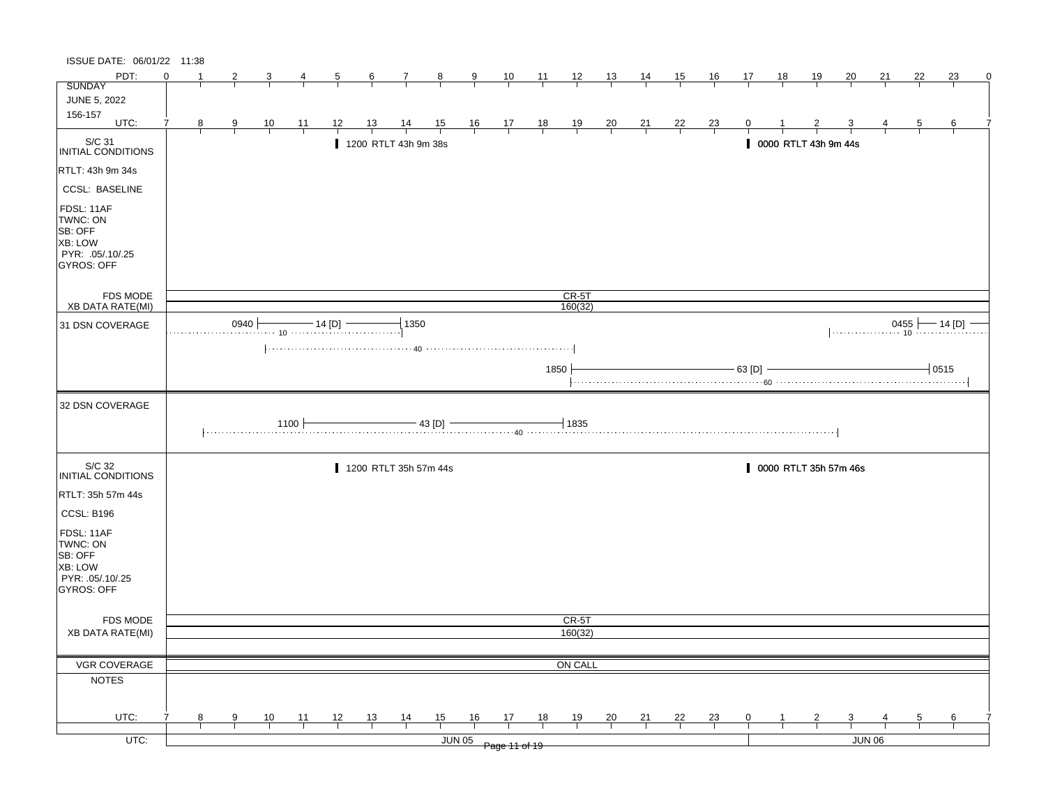ISSUE DATE: 06/01/22 11:38

**SUNDAY**
**JUNE 5, 2022**
**156-157**

| PDT: | 0 | 1 | 2 | 3 | 4 | 5 | 6 | 7 | 8 | 9 | 10 | 11 | 12 | 13 | 14 | 15 | 16 | 17 | 18 | 19 | 20 | 21 | 22 | 23 | 0 |
|---|---|---|---|---|---|---|---|---|---|---|---|---|---|---|---|---|---|---|---|---|---|---|---|---|---|
| UTC: | 7 | 8 | 9 | 10 | 11 | 12 | 13 | 14 | 15 | 16 | 17 | 18 | 19 | 20 | 21 | 22 | 23 | 0 | 1 | 2 | 3 | 4 | 5 | 6 | 7 |

## S/C 31 INITIAL CONDITIONS

RTLT: 43h 9m 34s

CCSL: BASELINE

FDSL: 11AF
TWNC: ON
SB: OFF
XB: LOW
PYR: .05/.10/.25
GYROS: OFF

- 1200 RTLT 43h 9m 38s
- 0000 RTLT 43h 9m 44s

FDS MODE: CR-5T

XB DATA RATE(MI): 160(32)

## 31 DSN COVERAGE

- 0940 — 14 [D] — 1350 (10)
- 40 (approx. 10–19 UTC)
- 1850 — 63 [D] — 0515 (60)
- 0455 — 14 [D] — (10)

## 32 DSN COVERAGE

- 1100 — 43 [D] — 1835 (40)

## S/C 32 INITIAL CONDITIONS

RTLT: 35h 57m 44s

CCSL: B196

FDSL: 11AF
TWNC: ON
SB: OFF
XB: LOW
PYR: .05/.10/.25
GYROS: OFF

- 1200 RTLT 35h 57m 44s
- 0000 RTLT 35h 57m 46s

FDS MODE: CR-5T

XB DATA RATE(MI): 160(32)

VGR COVERAGE: ON CALL

NOTES

UTC: JUN 05 | JUN 06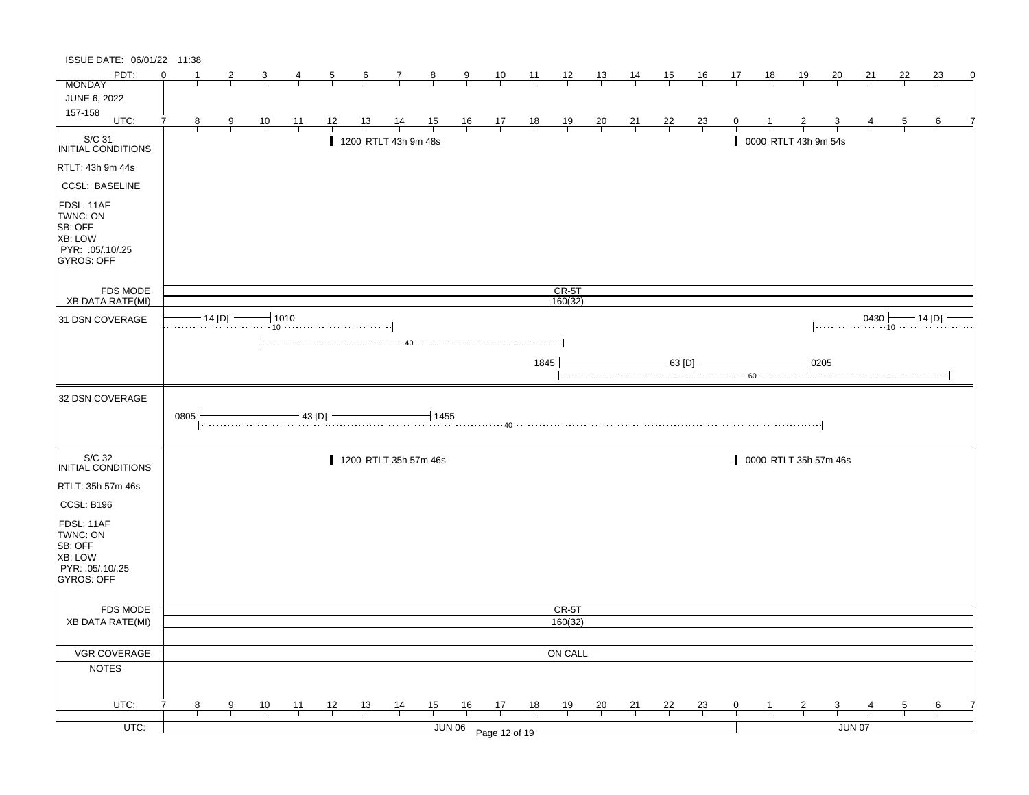ISSUE DATE: 06/01/22 11:38

| PDT: | 0 | 1 | 2 | 3 | 4 | 5 | 6 | 7 | 8 | 9 | 10 | 11 | 12 | 13 | 14 | 15 | 16 | 17 | 18 | 19 | 20 | 21 | 22 | 23 | 0 |
|---|---|---|---|---|---|---|---|---|---|---|---|---|---|---|---|---|---|---|---|---|---|---|---|---|---|
| MONDAY JUNE 6, 2022 157-158 | | | | | | | | | | | | | | | | | | | | | | | | | |
| UTC: | 7 | 8 | 9 | 10 | 11 | 12 | 13 | 14 | 15 | 16 | 17 | 18 | 19 | 20 | 21 | 22 | 23 | 0 | 1 | 2 | 3 | 4 | 5 | 6 | 7 |

**S/C 31 INITIAL CONDITIONS**

- RTLT: 43h 9m 44s
- CCSL: BASELINE
- FDSL: 11AF
- TWNC: ON
- SB: OFF
- XB: LOW
- PYR: .05/.10/.25
- GYROS: OFF

Events:
- 1200 RTLT 43h 9m 48s
- 0000 RTLT 43h 9m 54s

FDS MODE: CR-5T

XB DATA RATE(MI): 160(32)

**31 DSN COVERAGE**

- 14 [D] — until 1010 (10)
- (40) from 10 UTC to 19 UTC
- 1845 — 63 [D] — 0205 (60)
- 0430 — 14 [D] (10)

**32 DSN COVERAGE**

- 0805 — 43 [D] — 1455 (40)

**S/C 32 INITIAL CONDITIONS**

- RTLT: 35h 57m 46s
- CCSL: B196
- FDSL: 11AF
- TWNC: ON
- SB: OFF
- XB: LOW
- PYR: .05/.10/.25
- GYROS: OFF

Events:
- 1200 RTLT 35h 57m 46s
- 0000 RTLT 35h 57m 46s

FDS MODE: CR-5T

XB DATA RATE(MI): 160(32)

VGR COVERAGE: ON CALL

NOTES

| UTC: | 7 | 8 | 9 | 10 | 11 | 12 | 13 | 14 | 15 | 16 | 17 | 18 | 19 | 20 | 21 | 22 | 23 | 0 | 1 | 2 | 3 | 4 | 5 | 6 | 7 |
|---|---|---|---|---|---|---|---|---|---|---|---|---|---|---|---|---|---|---|---|---|---|---|---|---|---|

UTC: JUN 06 | JUN 07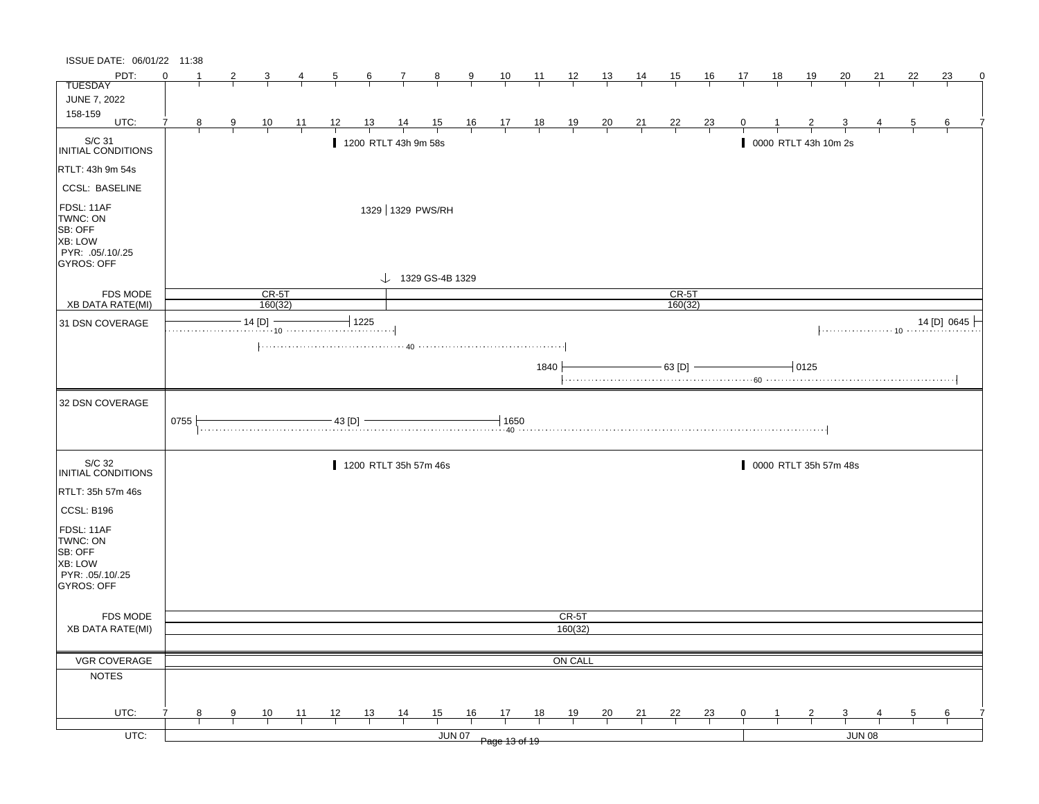ISSUE DATE: 06/01/22 11:38

**TUESDAY**
**JUNE 7, 2022**
**158-159**

| PDT: | 0 | 1 | 2 | 3 | 4 | 5 | 6 | 7 | 8 | 9 | 10 | 11 | 12 | 13 | 14 | 15 | 16 | 17 | 18 | 19 | 20 | 21 | 22 | 23 | 0 |
|---|---|---|---|---|---|---|---|---|---|---|---|---|---|---|---|---|---|---|---|---|---|---|---|---|---|
| UTC: | 7 | 8 | 9 | 10 | 11 | 12 | 13 | 14 | 15 | 16 | 17 | 18 | 19 | 20 | 21 | 22 | 23 | 0 | 1 | 2 | 3 | 4 | 5 | 6 | 7 |

## S/C 31 INITIAL CONDITIONS

- RTLT: 43h 9m 54s
- CCSL: BASELINE
- FDSL: 11AF
- TWNC: ON
- SB: OFF
- XB: LOW
- PYR: .05/.10/.25
- GYROS: OFF

Events:
- 1200 RTLT 43h 9m 58s
- 0000 RTLT 43h 10m 2s
- 1329 | 1329 PWS/RH
- 1329 GS-4B 1329

| FDS MODE | CR-5T (to 1329) | CR-5T (from 1329) |
|---|---|---|
| XB DATA RATE(MI) | 160(32) | 160(32) |

## 31 DSN COVERAGE

- 14 [D] — to 1225 (10)
- 40 (approx. 1000–1840)
- 1840 — 63 [D] — 0125 (60)
- 14 [D] 0645 (10)

## 32 DSN COVERAGE

- 0755 — 43 [D] — 1650 (40)

## S/C 32 INITIAL CONDITIONS

- RTLT: 35h 57m 46s
- CCSL: B196
- FDSL: 11AF
- TWNC: ON
- SB: OFF
- XB: LOW
- PYR: .05/.10/.25
- GYROS: OFF

Events:
- 1200 RTLT 35h 57m 46s
- 0000 RTLT 35h 57m 48s

| FDS MODE | CR-5T |
|---|---|
| XB DATA RATE(MI) | 160(32) |

| VGR COVERAGE | ON CALL |
|---|---|

**NOTES**

| UTC: | JUN 07 | JUN 08 |
|---|---|---|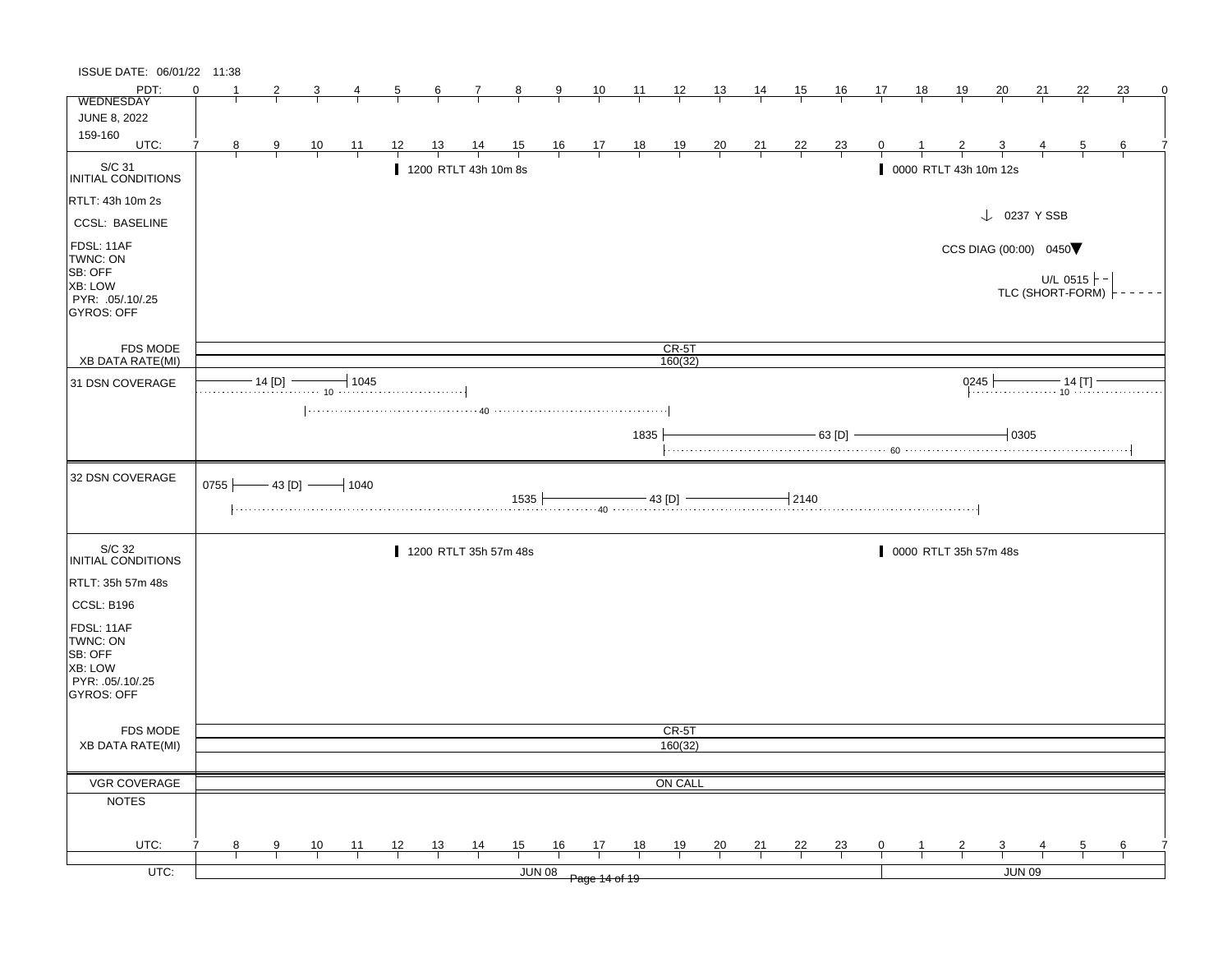ISSUE DATE: 06/01/22 11:38

| PDT: | 0 | 1 | 2 | 3 | 4 | 5 | 6 | 7 | 8 | 9 | 10 | 11 | 12 | 13 | 14 | 15 | 16 | 17 | 18 | 19 | 20 | 21 | 22 | 23 | 0 |
|---|---|---|---|---|---|---|---|---|---|---|---|---|---|---|---|---|---|---|---|---|---|---|---|---|---|
| WEDNESDAY<br>JUNE 8, 2022<br>159-160 | | | | | | | | | | | | | | | | | | | | | | | | | |
| UTC: | 7 | 8 | 9 | 10 | 11 | 12 | 13 | 14 | 15 | 16 | 17 | 18 | 19 | 20 | 21 | 22 | 23 | 0 | 1 | 2 | 3 | 4 | 5 | 6 | 7 |

**S/C 31 INITIAL CONDITIONS**

- RTLT: 43h 10m 2s
- CCSL: BASELINE
- FDSL: 11AF
- TWNC: ON
- SB: OFF
- XB: LOW
- PYR: .05/.10/.25
- GYROS: OFF

Events:
- 1200 RTLT 43h 10m 8s
- 0000 RTLT 43h 10m 12s
- 0237 Y SSB
- CCS DIAG (00:00) 0450
- U/L 0515
- TLC (SHORT-FORM)

FDS MODE: CR-5T

XB DATA RATE(MI): 160(32)

**31 DSN COVERAGE**

- 14 [D] – 1045 (10)
- 40
- 1835 – 63 [D] – 0305 (60)
- 0245 – 14 [T] (10)

**32 DSN COVERAGE**

- 0755 – 43 [D] – 1040
- 1535 – 43 [D] – 2140 (40)

**S/C 32 INITIAL CONDITIONS**

- RTLT: 35h 57m 48s
- CCSL: B196
- FDSL: 11AF
- TWNC: ON
- SB: OFF
- XB: LOW
- PYR: .05/.10/.25
- GYROS: OFF

Events:
- 1200 RTLT 35h 57m 48s
- 0000 RTLT 35h 57m 48s

FDS MODE: CR-5T

XB DATA RATE(MI): 160(32)

VGR COVERAGE: ON CALL

NOTES

UTC: JUN 08 | JUN 09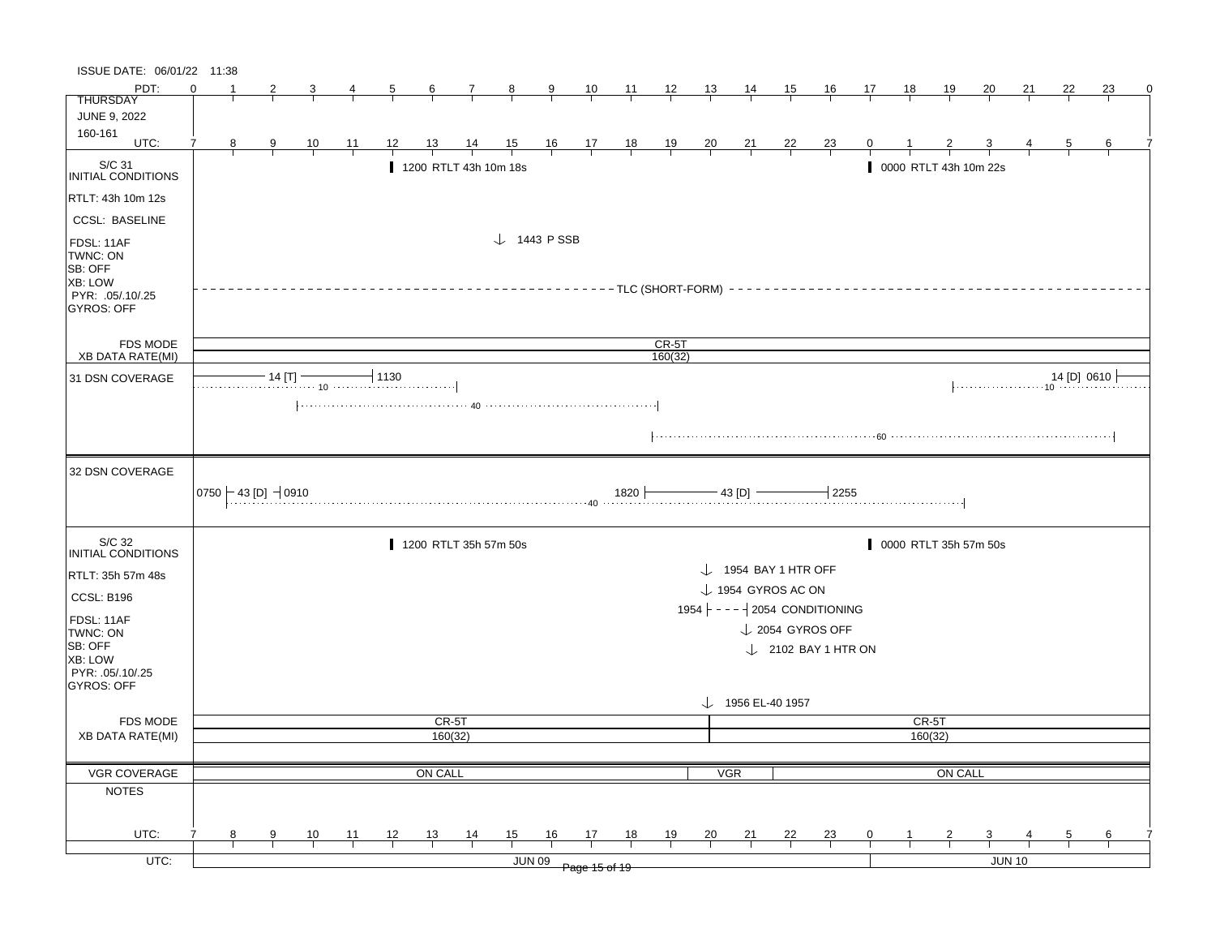ISSUE DATE: 06/01/22 11:38

**THURSDAY**
**JUNE 9, 2022**
**160-161**

| PDT: | 0 | 1 | 2 | 3 | 4 | 5 | 6 | 7 | 8 | 9 | 10 | 11 | 12 | 13 | 14 | 15 | 16 | 17 | 18 | 19 | 20 | 21 | 22 | 23 | 0 |
|---|---|---|---|---|---|---|---|---|---|---|---|---|---|---|---|---|---|---|---|---|---|---|---|---|---|
| UTC: | 7 | 8 | 9 | 10 | 11 | 12 | 13 | 14 | 15 | 16 | 17 | 18 | 19 | 20 | 21 | 22 | 23 | 0 | 1 | 2 | 3 | 4 | 5 | 6 | 7 |

## S/C 31 INITIAL CONDITIONS

- RTLT: 43h 10m 12s
- CCSL: BASELINE
- FDSL: 11AF
- TWNC: ON
- SB: OFF
- XB: LOW
- PYR: .05/.10/.25
- GYROS: OFF

Events:
- 1200 RTLT 43h 10m 18s
- 0000 RTLT 43h 10m 22s
- 1443 P SSB
- TLC (SHORT-FORM) (entire day)

FDS MODE: CR-5T
XB DATA RATE(MI): 160(32)

## 31 DSN COVERAGE

- 14 [T] — 1130 (10)
- 40
- 60
- 14 [D] 0610 (10)

## 32 DSN COVERAGE

- 0750 — 43 [D] — 0910 (40)
- 1820 — 43 [D] — 2255

## S/C 32 INITIAL CONDITIONS

- RTLT: 35h 57m 48s
- CCSL: B196
- FDSL: 11AF
- TWNC: ON
- SB: OFF
- XB: LOW
- PYR: .05/.10/.25
- GYROS: OFF

Events:
- 1200 RTLT 35h 57m 50s
- 0000 RTLT 35h 57m 50s
- 1954 BAY 1 HTR OFF
- 1954 GYROS AC ON
- 1954 - - - - 2054 CONDITIONING
- 2054 GYROS OFF
- 2102 BAY 1 HTR ON
- 1956 EL-40 1957

FDS MODE: CR-5T | CR-5T
XB DATA RATE(MI): 160(32) | 160(32)

## VGR COVERAGE

ON CALL | VGR | ON CALL

## NOTES

UTC: JUN 09 | JUN 10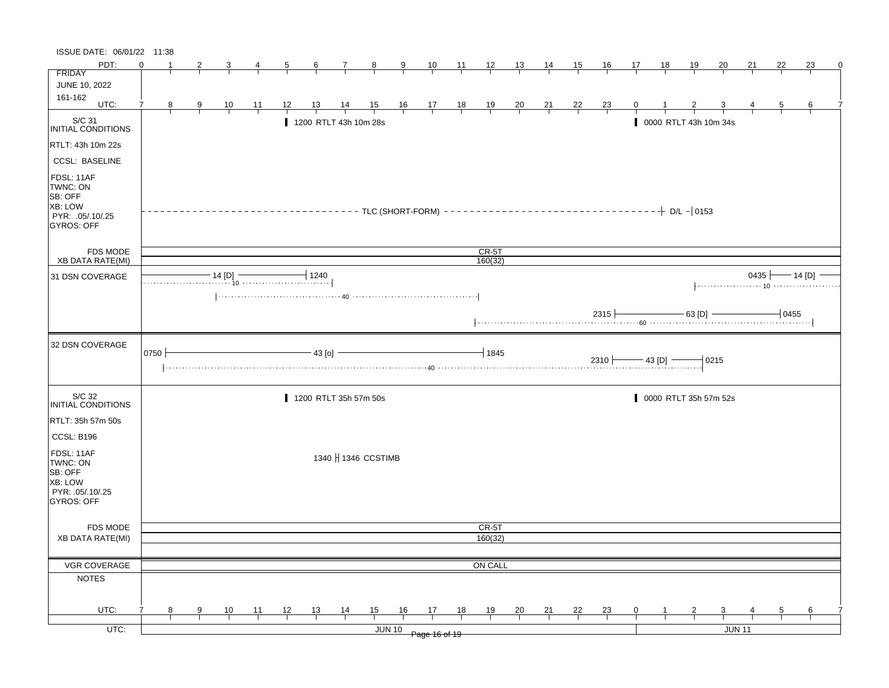ISSUE DATE: 06/01/22 11:38

| PDT: | 0 | 1 | 2 | 3 | 4 | 5 | 6 | 7 | 8 | 9 | 10 | 11 | 12 | 13 | 14 | 15 | 16 | 17 | 18 | 19 | 20 | 21 | 22 | 23 | 0 |
|---|---|---|---|---|---|---|---|---|---|---|---|---|---|---|---|---|---|---|---|---|---|---|---|---|---|
| UTC: | 7 | 8 | 9 | 10 | 11 | 12 | 13 | 14 | 15 | 16 | 17 | 18 | 19 | 20 | 21 | 22 | 23 | 0 | 1 | 2 | 3 | 4 | 5 | 6 | 7 |

FRIDAY
JUNE 10, 2022
161-162

## S/C 31 INITIAL CONDITIONS

RTLT: 43h 10m 22s
CCSL: BASELINE
FDSL: 11AF
TWNC: ON
SB: OFF
XB: LOW
PYR: .05/.10/.25
GYROS: OFF

- 1200 RTLT 43h 10m 28s
- 0000 RTLT 43h 10m 34s
- TLC (SHORT-FORM) — D/L - 0153

FDS MODE: CR-5T
XB DATA RATE(MI): 160(32)

## 31 DSN COVERAGE

- 14 [D] — 1240 (10)
- 40
- 0435 — 14 [D] (10)
- 2315 — 63 [D] — 0455 (60)

## 32 DSN COVERAGE

- 0750 — 43 [o] — 1845 (40)
- 2310 — 43 [D] — 0215

## S/C 32 INITIAL CONDITIONS

RTLT: 35h 57m 50s
CCSL: B196
FDSL: 11AF
TWNC: ON
SB: OFF
XB: LOW
PYR: .05/.10/.25
GYROS: OFF

- 1200 RTLT 35h 57m 50s
- 0000 RTLT 35h 57m 52s
- 1340 | 1346 CCSTIMB

FDS MODE: CR-5T
XB DATA RATE(MI): 160(32)

VGR COVERAGE: ON CALL

NOTES

UTC: JUN 10 | JUN 11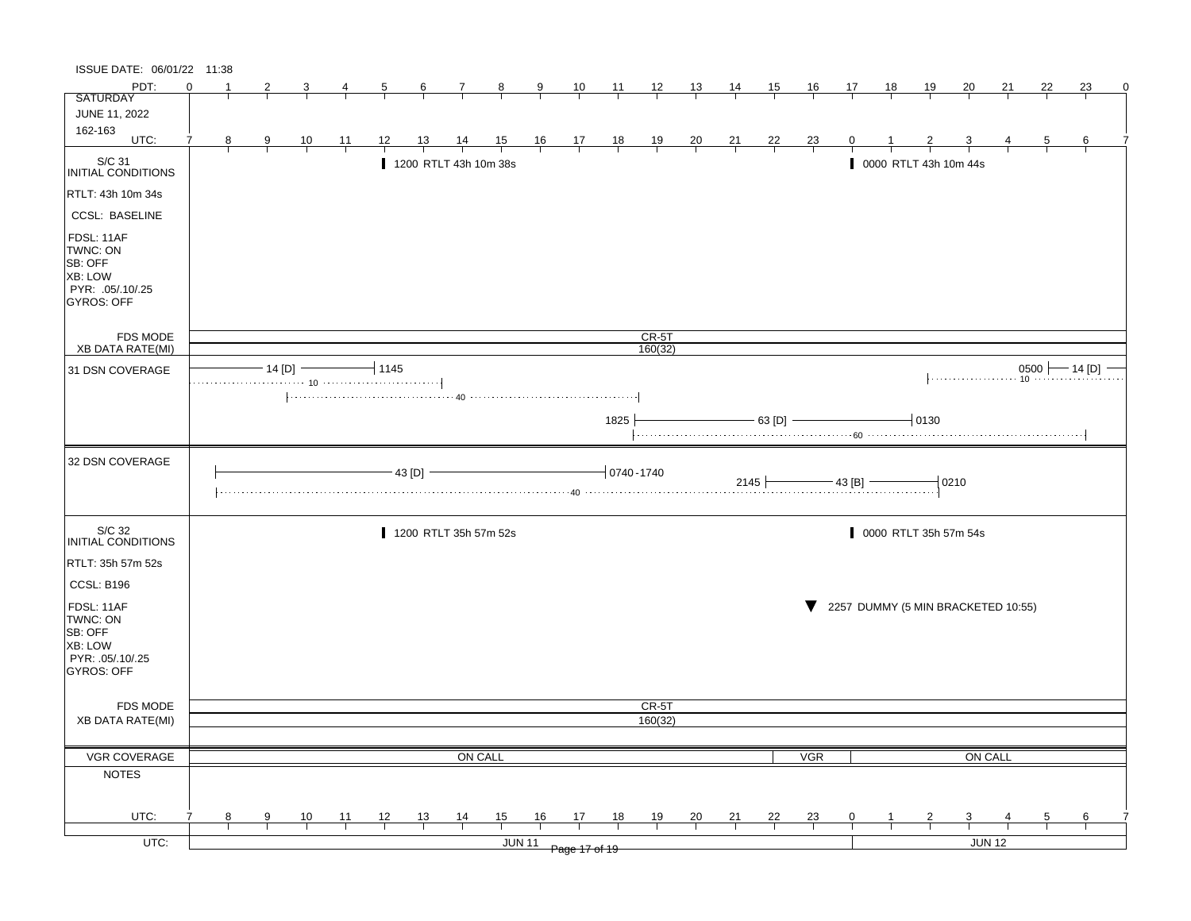ISSUE DATE: 06/01/22 11:38

**SATURDAY**
**JUNE 11, 2022**
**162-163**

PDT: 0 1 2 3 4 5 6 7 8 9 10 11 12 13 14 15 16 17 18 19 20 21 22 23 0

UTC: 7 8 9 10 11 12 13 14 15 16 17 18 19 20 21 22 23 0 1 2 3 4 5 6 7

## S/C 31 INITIAL CONDITIONS

- RTLT: 43h 10m 34s
- CCSL: BASELINE
- FDSL: 11AF
- TWNC: ON
- SB: OFF
- XB: LOW
- PYR: .05/.10/.25
- GYROS: OFF

Events:
- 1200 RTLT 43h 10m 38s
- 0000 RTLT 43h 10m 44s

FDS MODE: CR-5T

XB DATA RATE(MI): 160(32)

## 31 DSN COVERAGE

- 14 [D] — ends 1145 (10)
- 40
- 1825 — 63 [D] — 0130 (60)
- 0500 — 14 [D] (10)

## 32 DSN COVERAGE

- 43 [D] — 0740-1740 (40)
- 2145 — 43 [B] — 0210

## S/C 32 INITIAL CONDITIONS

- RTLT: 35h 57m 52s
- CCSL: B196
- FDSL: 11AF
- TWNC: ON
- SB: OFF
- XB: LOW
- PYR: .05/.10/.25
- GYROS: OFF

Events:
- 1200 RTLT 35h 57m 52s
- 0000 RTLT 35h 57m 54s
- 2257 DUMMY (5 MIN BRACKETED 10:55)

FDS MODE: CR-5T

XB DATA RATE(MI): 160(32)

## VGR COVERAGE

ON CALL | VGR | ON CALL

## NOTES

UTC: JUN 11 | JUN 12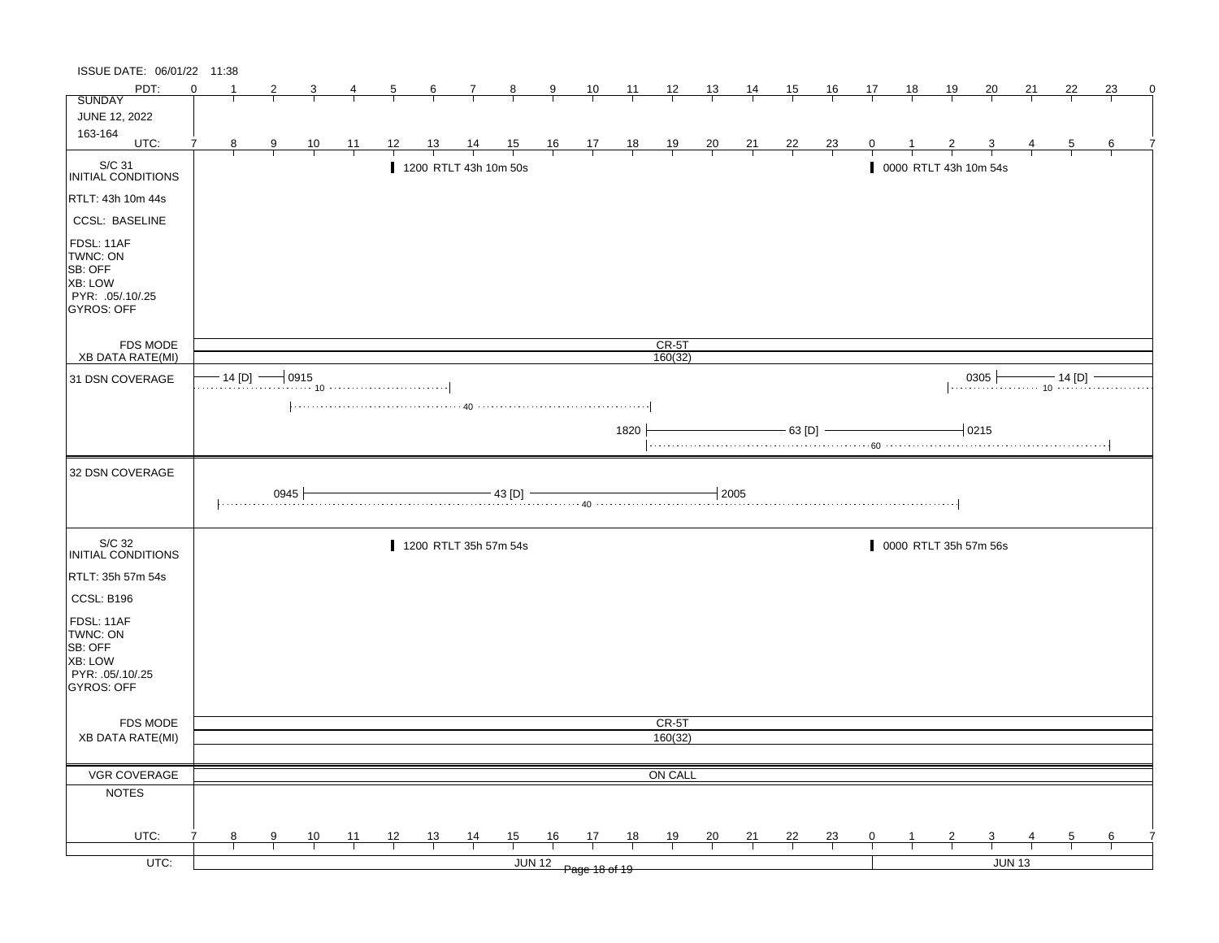ISSUE DATE: 06/01/22 11:38

| PDT: | 0 | 1 | 2 | 3 | 4 | 5 | 6 | 7 | 8 | 9 | 10 | 11 | 12 | 13 | 14 | 15 | 16 | 17 | 18 | 19 | 20 | 21 | 22 | 23 | 0 |
|---|---|---|---|---|---|---|---|---|---|---|---|---|---|---|---|---|---|---|---|---|---|---|---|---|---|
| SUNDAY JUNE 12, 2022 163-164 UTC: | 7 | 8 | 9 | 10 | 11 | 12 | 13 | 14 | 15 | 16 | 17 | 18 | 19 | 20 | 21 | 22 | 23 | 0 | 1 | 2 | 3 | 4 | 5 | 6 | 7 |

**S/C 31 INITIAL CONDITIONS**

- RTLT: 43h 10m 44s
- CCSL: BASELINE
- FDSL: 11AF
- TWNC: ON
- SB: OFF
- XB: LOW
- PYR: .05/.10/.25
- GYROS: OFF

1200 RTLT 43h 10m 50s

0000 RTLT 43h 10m 54s

FDS MODE: CR-5T

XB DATA RATE(MI): 160(32)

**31 DSN COVERAGE**

- 14 [D] — 0915 (10)
- (40)
- 1820 — 63 [D] — 0215 (60)
- 0305 — 14 [D] (10)

**32 DSN COVERAGE**

- 0945 — 43 [D] — 2005 (40)

**S/C 32 INITIAL CONDITIONS**

- RTLT: 35h 57m 54s
- CCSL: B196
- FDSL: 11AF
- TWNC: ON
- SB: OFF
- XB: LOW
- PYR: .05/.10/.25
- GYROS: OFF

1200 RTLT 35h 57m 54s

0000 RTLT 35h 57m 56s

FDS MODE: CR-5T

XB DATA RATE(MI): 160(32)

VGR COVERAGE: ON CALL

NOTES

| UTC: | 7 | 8 | 9 | 10 | 11 | 12 | 13 | 14 | 15 | 16 | 17 | 18 | 19 | 20 | 21 | 22 | 23 | 0 | 1 | 2 | 3 | 4 | 5 | 6 | 7 |
|---|---|---|---|---|---|---|---|---|---|---|---|---|---|---|---|---|---|---|---|---|---|---|---|---|---|

UTC: JUN 12 | JUN 13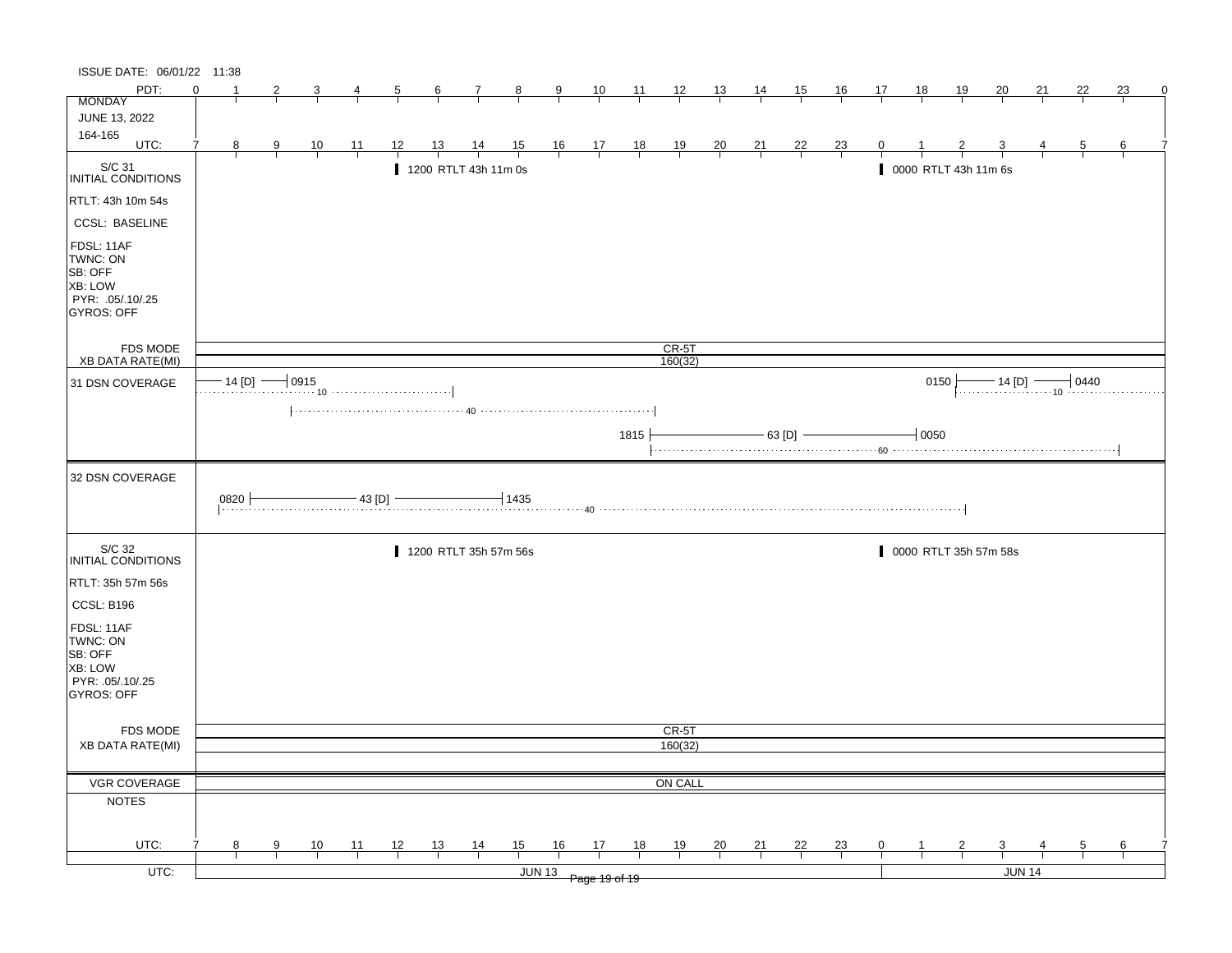ISSUE DATE: 06/01/22 11:38

PDT: 0 1 2 3 4 5 6 7 8 9 10 11 12 13 14 15 16 17 18 19 20 21 22 23 0

MONDAY

JUNE 13, 2022

164-165

UTC: 7 8 9 10 11 12 13 14 15 16 17 18 19 20 21 22 23 0 1 2 3 4 5 6 7

**S/C 31 INITIAL CONDITIONS**

1200 RTLT 43h 11m 0s

0000 RTLT 43h 11m 6s

RTLT: 43h 10m 54s

CCSL: BASELINE

FDSL: 11AF
TWNC: ON
SB: OFF
XB: LOW
PYR: .05/.10/.25
GYROS: OFF

FDS MODE: CR-5T

XB DATA RATE(MI): 160(32)

**31 DSN COVERAGE**

14 [D] 0915
10

40

0150 14 [D] 0440
10

1815 63 [D] 0050
60

**32 DSN COVERAGE**

0820 43 [D] 1435
40

**S/C 32 INITIAL CONDITIONS**

1200 RTLT 35h 57m 56s

0000 RTLT 35h 57m 58s

RTLT: 35h 57m 56s

CCSL: B196

FDSL: 11AF
TWNC: ON
SB: OFF
XB: LOW
PYR: .05/.10/.25
GYROS: OFF

FDS MODE: CR-5T

XB DATA RATE(MI): 160(32)

VGR COVERAGE: ON CALL

NOTES

UTC: 7 8 9 10 11 12 13 14 15 16 17 18 19 20 21 22 23 0 1 2 3 4 5 6 7

UTC: JUN 13 JUN 14